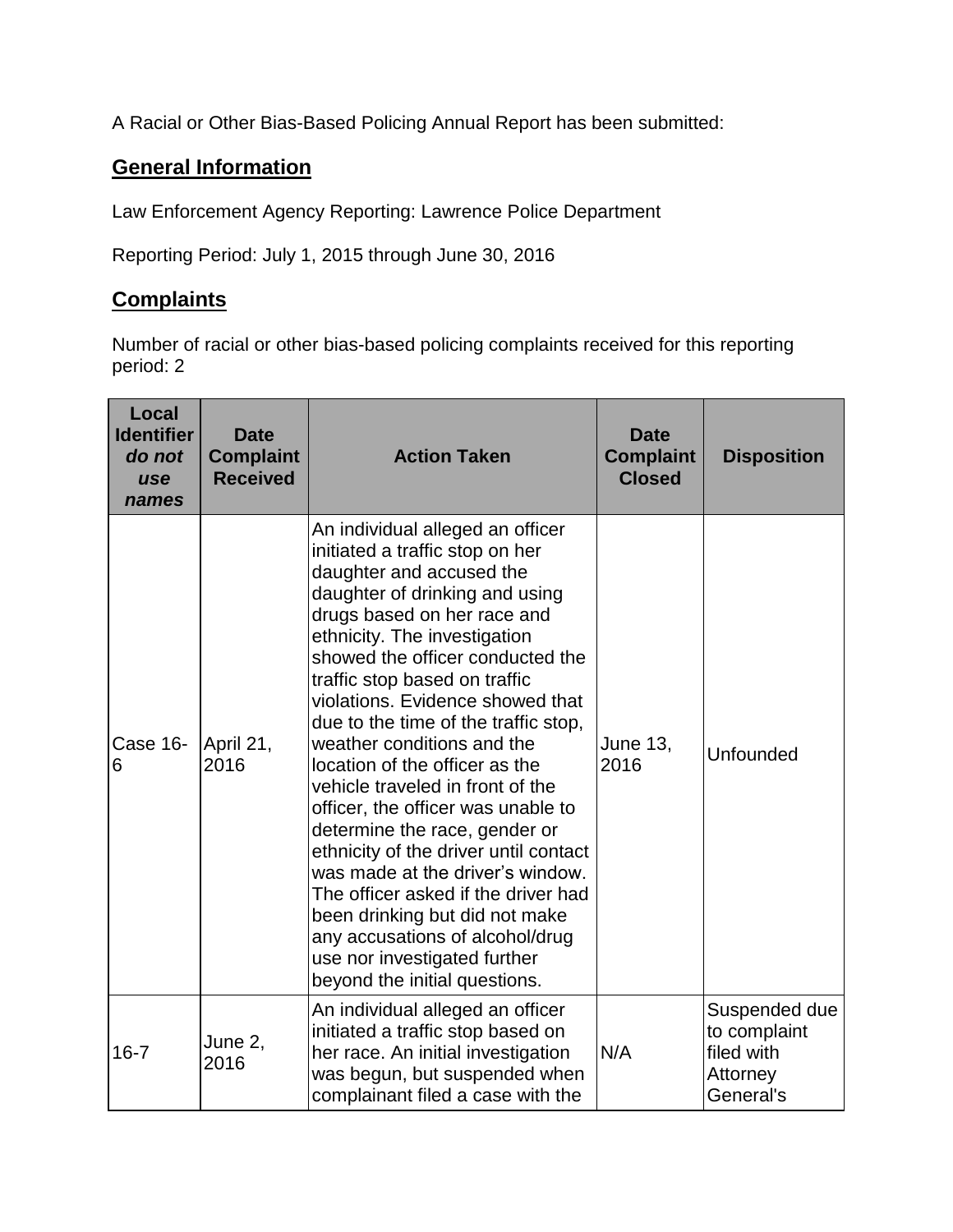A Racial or Other Bias-Based Policing Annual Report has been submitted:

## General Information

Law Enforcement Agency Reporting: Lawrence Police Department

Reporting Period: July 1, 2015 through June 30, 2016

## Complaints

Number of racial or other bias-based policing complaints received for this reporting period: 2

| **Local Identifier** ***do not use names*** | **Date Complaint Received** | **Action Taken** | **Date Complaint Closed** | **Disposition** |
|---|---|---|---|---|
| Case 16-6 | April 21, 2016 | An individual alleged an officer initiated a traffic stop on her daughter and accused the daughter of drinking and using drugs based on her race and ethnicity. The investigation showed the officer conducted the traffic stop based on traffic violations. Evidence showed that due to the time of the traffic stop, weather conditions and the location of the officer as the vehicle traveled in front of the officer, the officer was unable to determine the race, gender or ethnicity of the driver until contact was made at the driver's window. The officer asked if the driver had been drinking but did not make any accusations of alcohol/drug use nor investigated further beyond the initial questions. | June 13, 2016 | Unfounded |
| 16-7 | June 2, 2016 | An individual alleged an officer initiated a traffic stop based on her race. An initial investigation was begun, but suspended when complainant filed a case with the | N/A | Suspended due to complaint filed with Attorney General's |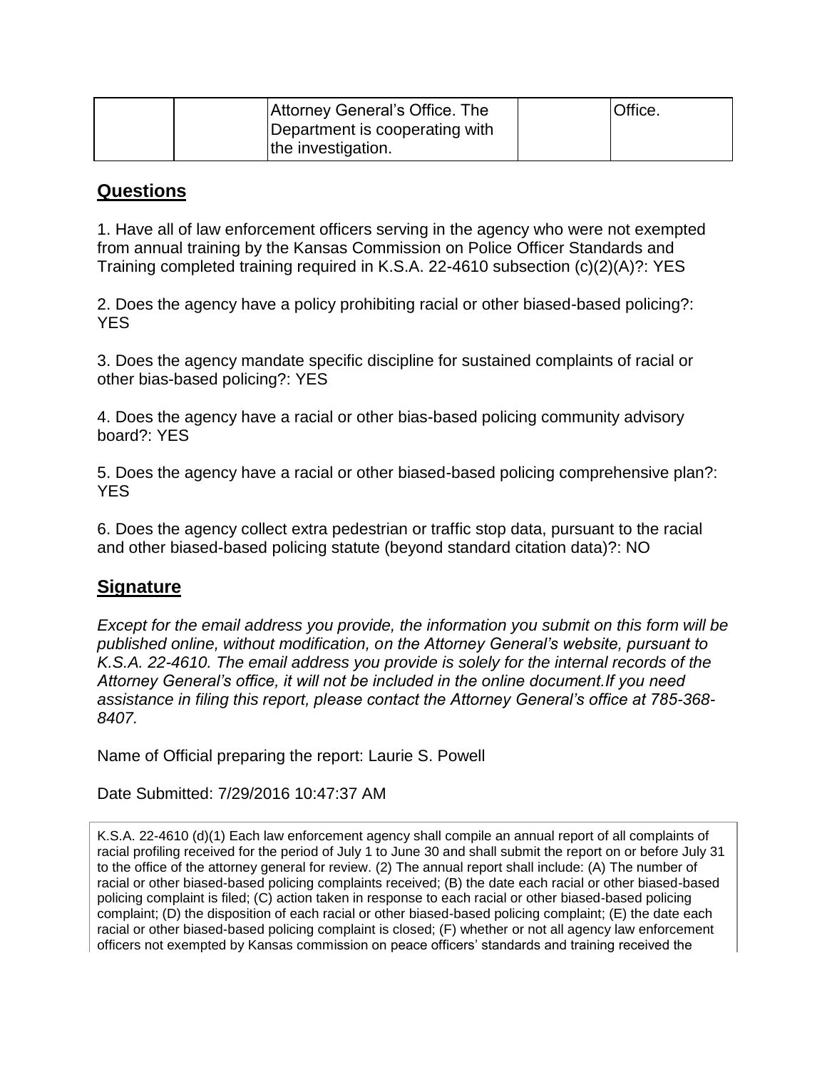| | | Attorney General's Office. The Department is cooperating with the investigation. | | Office. |
|---|---|---|---|---|

## Questions

1. Have all of law enforcement officers serving in the agency who were not exempted from annual training by the Kansas Commission on Police Officer Standards and Training completed training required in K.S.A. 22-4610 subsection (c)(2)(A)?: YES

2. Does the agency have a policy prohibiting racial or other biased-based policing?: YES

3. Does the agency mandate specific discipline for sustained complaints of racial or other bias-based policing?: YES

4. Does the agency have a racial or other bias-based policing community advisory board?: YES

5. Does the agency have a racial or other biased-based policing comprehensive plan?: YES

6. Does the agency collect extra pedestrian or traffic stop data, pursuant to the racial and other biased-based policing statute (beyond standard citation data)?: NO

## Signature

*Except for the email address you provide, the information you submit on this form will be published online, without modification, on the Attorney General's website, pursuant to K.S.A. 22-4610. The email address you provide is solely for the internal records of the Attorney General's office, it will not be included in the online document.If you need assistance in filing this report, please contact the Attorney General's office at 785-368-8407.*

Name of Official preparing the report: Laurie S. Powell

Date Submitted: 7/29/2016 10:47:37 AM

K.S.A. 22-4610 (d)(1) Each law enforcement agency shall compile an annual report of all complaints of racial profiling received for the period of July 1 to June 30 and shall submit the report on or before July 31 to the office of the attorney general for review. (2) The annual report shall include: (A) The number of racial or other biased-based policing complaints received; (B) the date each racial or other biased-based policing complaint is filed; (C) action taken in response to each racial or other biased-based policing complaint; (D) the disposition of each racial or other biased-based policing complaint; (E) the date each racial or other biased-based policing complaint is closed; (F) whether or not all agency law enforcement officers not exempted by Kansas commission on peace officers' standards and training received the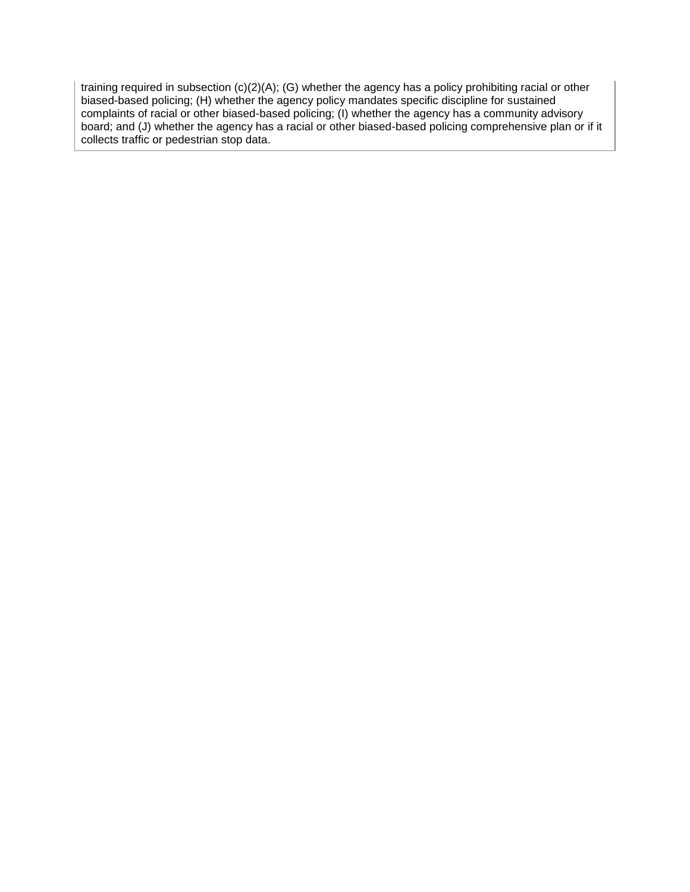training required in subsection (c)(2)(A); (G) whether the agency has a policy prohibiting racial or other biased-based policing; (H) whether the agency policy mandates specific discipline for sustained complaints of racial or other biased-based policing; (I) whether the agency has a community advisory board; and (J) whether the agency has a racial or other biased-based policing comprehensive plan or if it collects traffic or pedestrian stop data.